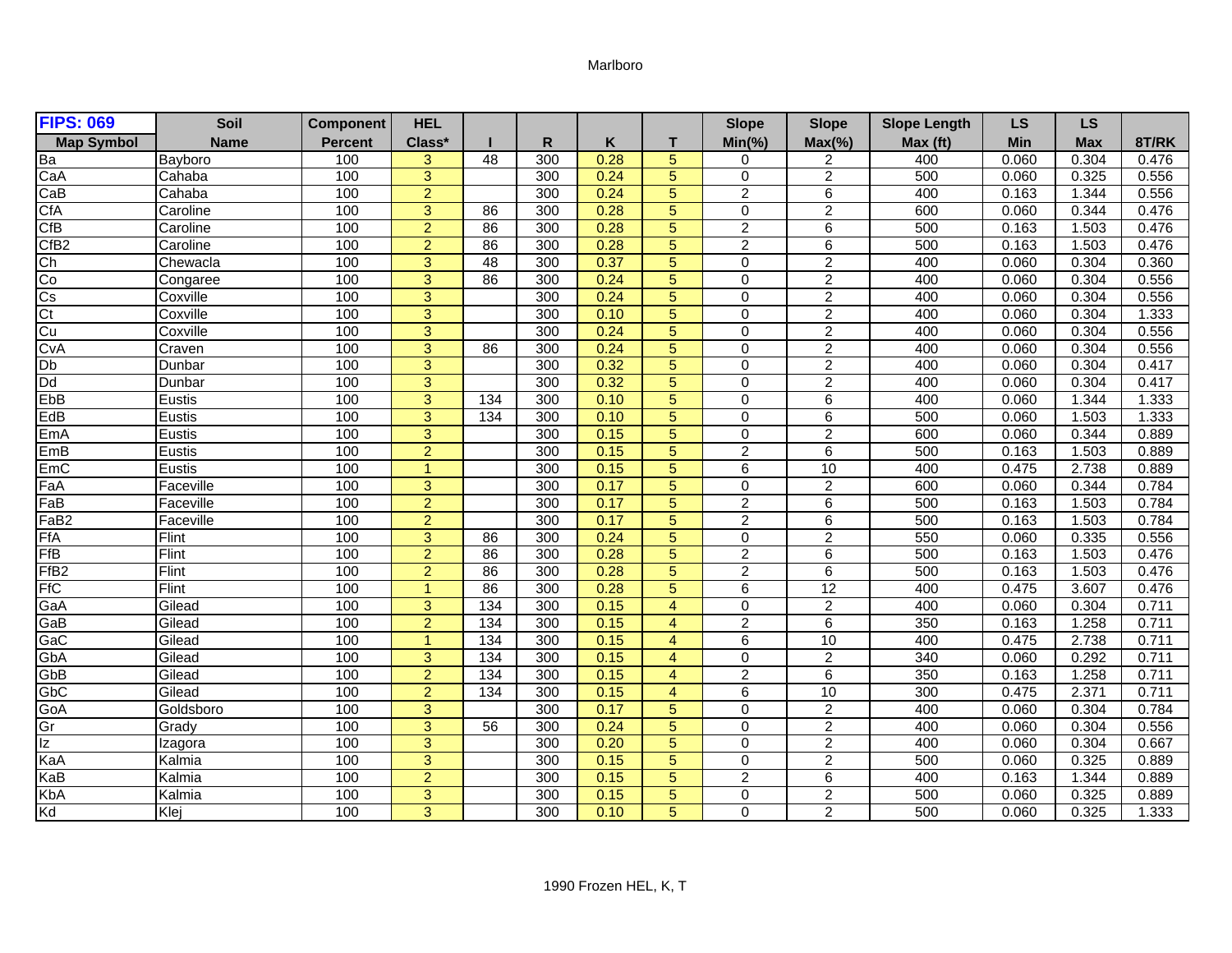Marlboro

| FIPS: 069 | Soil | Component | HEL | | | | | Slope | Slope | Slope Length | LS | LS | |
|---|---|---|---|---|---|---|---|---|---|---|---|---|---|
| Map Symbol | Name | Percent | Class* | I | R | K | T | Min(%) | Max(%) | Max (ft) | Min | Max | 8T/RK |
| Ba | Bayboro | 100 | 3 | 48 | 300 | 0.28 | 5 | 0 | 2 | 400 | 0.060 | 0.304 | 0.476 |
| CaA | Cahaba | 100 | 3 | | 300 | 0.24 | 5 | 0 | 2 | 500 | 0.060 | 0.325 | 0.556 |
| CaB | Cahaba | 100 | 2 | | 300 | 0.24 | 5 | 2 | 6 | 400 | 0.163 | 1.344 | 0.556 |
| CfA | Caroline | 100 | 3 | 86 | 300 | 0.28 | 5 | 0 | 2 | 600 | 0.060 | 0.344 | 0.476 |
| CfB | Caroline | 100 | 2 | 86 | 300 | 0.28 | 5 | 2 | 6 | 500 | 0.163 | 1.503 | 0.476 |
| CfB2 | Caroline | 100 | 2 | 86 | 300 | 0.28 | 5 | 2 | 6 | 500 | 0.163 | 1.503 | 0.476 |
| Ch | Chewacla | 100 | 3 | 48 | 300 | 0.37 | 5 | 0 | 2 | 400 | 0.060 | 0.304 | 0.360 |
| Co | Congaree | 100 | 3 | 86 | 300 | 0.24 | 5 | 0 | 2 | 400 | 0.060 | 0.304 | 0.556 |
| Cs | Coxville | 100 | 3 | | 300 | 0.24 | 5 | 0 | 2 | 400 | 0.060 | 0.304 | 0.556 |
| Ct | Coxville | 100 | 3 | | 300 | 0.10 | 5 | 0 | 2 | 400 | 0.060 | 0.304 | 1.333 |
| Cu | Coxville | 100 | 3 | | 300 | 0.24 | 5 | 0 | 2 | 400 | 0.060 | 0.304 | 0.556 |
| CvA | Craven | 100 | 3 | 86 | 300 | 0.24 | 5 | 0 | 2 | 400 | 0.060 | 0.304 | 0.556 |
| Db | Dunbar | 100 | 3 | | 300 | 0.32 | 5 | 0 | 2 | 400 | 0.060 | 0.304 | 0.417 |
| Dd | Dunbar | 100 | 3 | | 300 | 0.32 | 5 | 0 | 2 | 400 | 0.060 | 0.304 | 0.417 |
| EbB | Eustis | 100 | 3 | 134 | 300 | 0.10 | 5 | 0 | 6 | 400 | 0.060 | 1.344 | 1.333 |
| EdB | Eustis | 100 | 3 | 134 | 300 | 0.10 | 5 | 0 | 6 | 500 | 0.060 | 1.503 | 1.333 |
| EmA | Eustis | 100 | 3 | | 300 | 0.15 | 5 | 0 | 2 | 600 | 0.060 | 0.344 | 0.889 |
| EmB | Eustis | 100 | 2 | | 300 | 0.15 | 5 | 2 | 6 | 500 | 0.163 | 1.503 | 0.889 |
| EmC | Eustis | 100 | 1 | | 300 | 0.15 | 5 | 6 | 10 | 400 | 0.475 | 2.738 | 0.889 |
| FaA | Faceville | 100 | 3 | | 300 | 0.17 | 5 | 0 | 2 | 600 | 0.060 | 0.344 | 0.784 |
| FaB | Faceville | 100 | 2 | | 300 | 0.17 | 5 | 2 | 6 | 500 | 0.163 | 1.503 | 0.784 |
| FaB2 | Faceville | 100 | 2 | | 300 | 0.17 | 5 | 2 | 6 | 500 | 0.163 | 1.503 | 0.784 |
| FfA | Flint | 100 | 3 | 86 | 300 | 0.24 | 5 | 0 | 2 | 550 | 0.060 | 0.335 | 0.556 |
| FfB | Flint | 100 | 2 | 86 | 300 | 0.28 | 5 | 2 | 6 | 500 | 0.163 | 1.503 | 0.476 |
| FfB2 | Flint | 100 | 2 | 86 | 300 | 0.28 | 5 | 2 | 6 | 500 | 0.163 | 1.503 | 0.476 |
| FfC | Flint | 100 | 1 | 86 | 300 | 0.28 | 5 | 6 | 12 | 400 | 0.475 | 3.607 | 0.476 |
| GaA | Gilead | 100 | 3 | 134 | 300 | 0.15 | 4 | 0 | 2 | 400 | 0.060 | 0.304 | 0.711 |
| GaB | Gilead | 100 | 2 | 134 | 300 | 0.15 | 4 | 2 | 6 | 350 | 0.163 | 1.258 | 0.711 |
| GaC | Gilead | 100 | 1 | 134 | 300 | 0.15 | 4 | 6 | 10 | 400 | 0.475 | 2.738 | 0.711 |
| GbA | Gilead | 100 | 3 | 134 | 300 | 0.15 | 4 | 0 | 2 | 340 | 0.060 | 0.292 | 0.711 |
| GbB | Gilead | 100 | 2 | 134 | 300 | 0.15 | 4 | 2 | 6 | 350 | 0.163 | 1.258 | 0.711 |
| GbC | Gilead | 100 | 2 | 134 | 300 | 0.15 | 4 | 6 | 10 | 300 | 0.475 | 2.371 | 0.711 |
| GoA | Goldsboro | 100 | 3 | | 300 | 0.17 | 5 | 0 | 2 | 400 | 0.060 | 0.304 | 0.784 |
| Gr | Grady | 100 | 3 | 56 | 300 | 0.24 | 5 | 0 | 2 | 400 | 0.060 | 0.304 | 0.556 |
| Iz | Izagora | 100 | 3 | | 300 | 0.20 | 5 | 0 | 2 | 400 | 0.060 | 0.304 | 0.667 |
| KaA | Kalmia | 100 | 3 | | 300 | 0.15 | 5 | 0 | 2 | 500 | 0.060 | 0.325 | 0.889 |
| KaB | Kalmia | 100 | 2 | | 300 | 0.15 | 5 | 2 | 6 | 400 | 0.163 | 1.344 | 0.889 |
| KbA | Kalmia | 100 | 3 | | 300 | 0.15 | 5 | 0 | 2 | 500 | 0.060 | 0.325 | 0.889 |
| Kd | Klej | 100 | 3 | | 300 | 0.10 | 5 | 0 | 2 | 500 | 0.060 | 0.325 | 1.333 |

1990 Frozen HEL, K, T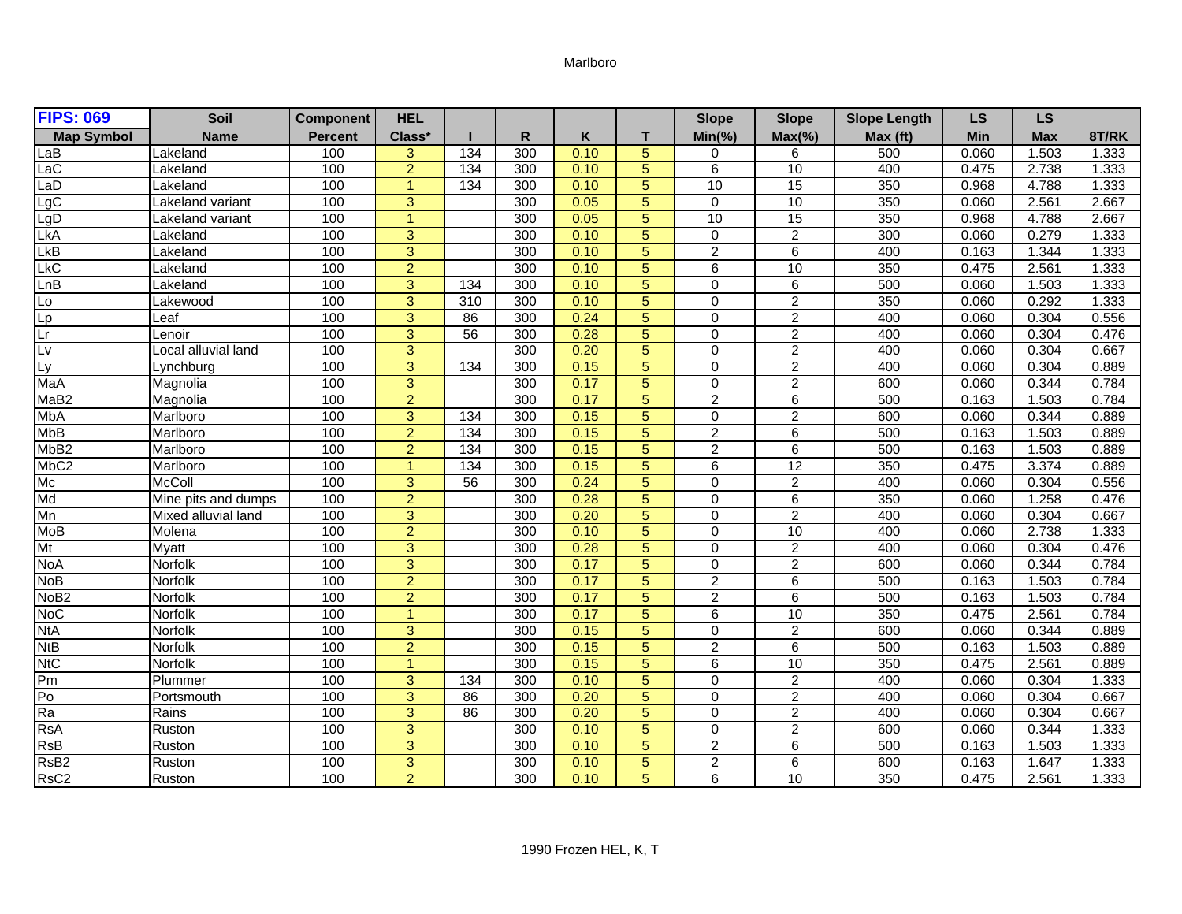Marlboro

| FIPS: 069 | Soil | Component | HEL | | | | | Slope | Slope | Slope Length | LS | LS | |
|---|---|---|---|---|---|---|---|---|---|---|---|---|---|
| Map Symbol | Name | Percent | Class* | I | R | K | T | Min(%) | Max(%) | Max (ft) | Min | Max | 8T/RK |
| LaB | Lakeland | 100 | 3 | 134 | 300 | 0.10 | 5 | 0 | 6 | 500 | 0.060 | 1.503 | 1.333 |
| LaC | Lakeland | 100 | 2 | 134 | 300 | 0.10 | 5 | 6 | 10 | 400 | 0.475 | 2.738 | 1.333 |
| LaD | Lakeland | 100 | 1 | 134 | 300 | 0.10 | 5 | 10 | 15 | 350 | 0.968 | 4.788 | 1.333 |
| LgC | Lakeland variant | 100 | 3 | | 300 | 0.05 | 5 | 0 | 10 | 350 | 0.060 | 2.561 | 2.667 |
| LgD | Lakeland variant | 100 | 1 | | 300 | 0.05 | 5 | 10 | 15 | 350 | 0.968 | 4.788 | 2.667 |
| LkA | Lakeland | 100 | 3 | | 300 | 0.10 | 5 | 0 | 2 | 300 | 0.060 | 0.279 | 1.333 |
| LkB | Lakeland | 100 | 3 | | 300 | 0.10 | 5 | 2 | 6 | 400 | 0.163 | 1.344 | 1.333 |
| LkC | Lakeland | 100 | 2 | | 300 | 0.10 | 5 | 6 | 10 | 350 | 0.475 | 2.561 | 1.333 |
| LnB | Lakeland | 100 | 3 | 134 | 300 | 0.10 | 5 | 0 | 6 | 500 | 0.060 | 1.503 | 1.333 |
| Lo | Lakewood | 100 | 3 | 310 | 300 | 0.10 | 5 | 0 | 2 | 350 | 0.060 | 0.292 | 1.333 |
| Lp | Leaf | 100 | 3 | 86 | 300 | 0.24 | 5 | 0 | 2 | 400 | 0.060 | 0.304 | 0.556 |
| Lr | Lenoir | 100 | 3 | 56 | 300 | 0.28 | 5 | 0 | 2 | 400 | 0.060 | 0.304 | 0.476 |
| Lv | Local alluvial land | 100 | 3 | | 300 | 0.20 | 5 | 0 | 2 | 400 | 0.060 | 0.304 | 0.667 |
| Ly | Lynchburg | 100 | 3 | 134 | 300 | 0.15 | 5 | 0 | 2 | 400 | 0.060 | 0.304 | 0.889 |
| MaA | Magnolia | 100 | 3 | | 300 | 0.17 | 5 | 0 | 2 | 600 | 0.060 | 0.344 | 0.784 |
| MaB2 | Magnolia | 100 | 2 | | 300 | 0.17 | 5 | 2 | 6 | 500 | 0.163 | 1.503 | 0.784 |
| MbA | Marlboro | 100 | 3 | 134 | 300 | 0.15 | 5 | 0 | 2 | 600 | 0.060 | 0.344 | 0.889 |
| MbB | Marlboro | 100 | 2 | 134 | 300 | 0.15 | 5 | 2 | 6 | 500 | 0.163 | 1.503 | 0.889 |
| MbB2 | Marlboro | 100 | 2 | 134 | 300 | 0.15 | 5 | 2 | 6 | 500 | 0.163 | 1.503 | 0.889 |
| MbC2 | Marlboro | 100 | 1 | 134 | 300 | 0.15 | 5 | 6 | 12 | 350 | 0.475 | 3.374 | 0.889 |
| Mc | McColl | 100 | 3 | 56 | 300 | 0.24 | 5 | 0 | 2 | 400 | 0.060 | 0.304 | 0.556 |
| Md | Mine pits and dumps | 100 | 2 | | 300 | 0.28 | 5 | 0 | 6 | 350 | 0.060 | 1.258 | 0.476 |
| Mn | Mixed alluvial land | 100 | 3 | | 300 | 0.20 | 5 | 0 | 2 | 400 | 0.060 | 0.304 | 0.667 |
| MoB | Molena | 100 | 2 | | 300 | 0.10 | 5 | 0 | 10 | 400 | 0.060 | 2.738 | 1.333 |
| Mt | Myatt | 100 | 3 | | 300 | 0.28 | 5 | 0 | 2 | 400 | 0.060 | 0.304 | 0.476 |
| NoA | Norfolk | 100 | 3 | | 300 | 0.17 | 5 | 0 | 2 | 600 | 0.060 | 0.344 | 0.784 |
| NoB | Norfolk | 100 | 2 | | 300 | 0.17 | 5 | 2 | 6 | 500 | 0.163 | 1.503 | 0.784 |
| NoB2 | Norfolk | 100 | 2 | | 300 | 0.17 | 5 | 2 | 6 | 500 | 0.163 | 1.503 | 0.784 |
| NoC | Norfolk | 100 | 1 | | 300 | 0.17 | 5 | 6 | 10 | 350 | 0.475 | 2.561 | 0.784 |
| NtA | Norfolk | 100 | 3 | | 300 | 0.15 | 5 | 0 | 2 | 600 | 0.060 | 0.344 | 0.889 |
| NtB | Norfolk | 100 | 2 | | 300 | 0.15 | 5 | 2 | 6 | 500 | 0.163 | 1.503 | 0.889 |
| NtC | Norfolk | 100 | 1 | | 300 | 0.15 | 5 | 6 | 10 | 350 | 0.475 | 2.561 | 0.889 |
| Pm | Plummer | 100 | 3 | 134 | 300 | 0.10 | 5 | 0 | 2 | 400 | 0.060 | 0.304 | 1.333 |
| Po | Portsmouth | 100 | 3 | 86 | 300 | 0.20 | 5 | 0 | 2 | 400 | 0.060 | 0.304 | 0.667 |
| Ra | Rains | 100 | 3 | 86 | 300 | 0.20 | 5 | 0 | 2 | 400 | 0.060 | 0.304 | 0.667 |
| RsA | Ruston | 100 | 3 | | 300 | 0.10 | 5 | 0 | 2 | 600 | 0.060 | 0.344 | 1.333 |
| RsB | Ruston | 100 | 3 | | 300 | 0.10 | 5 | 2 | 6 | 500 | 0.163 | 1.503 | 1.333 |
| RsB2 | Ruston | 100 | 3 | | 300 | 0.10 | 5 | 2 | 6 | 600 | 0.163 | 1.647 | 1.333 |
| RsC2 | Ruston | 100 | 2 | | 300 | 0.10 | 5 | 6 | 10 | 350 | 0.475 | 2.561 | 1.333 |

1990 Frozen HEL, K, T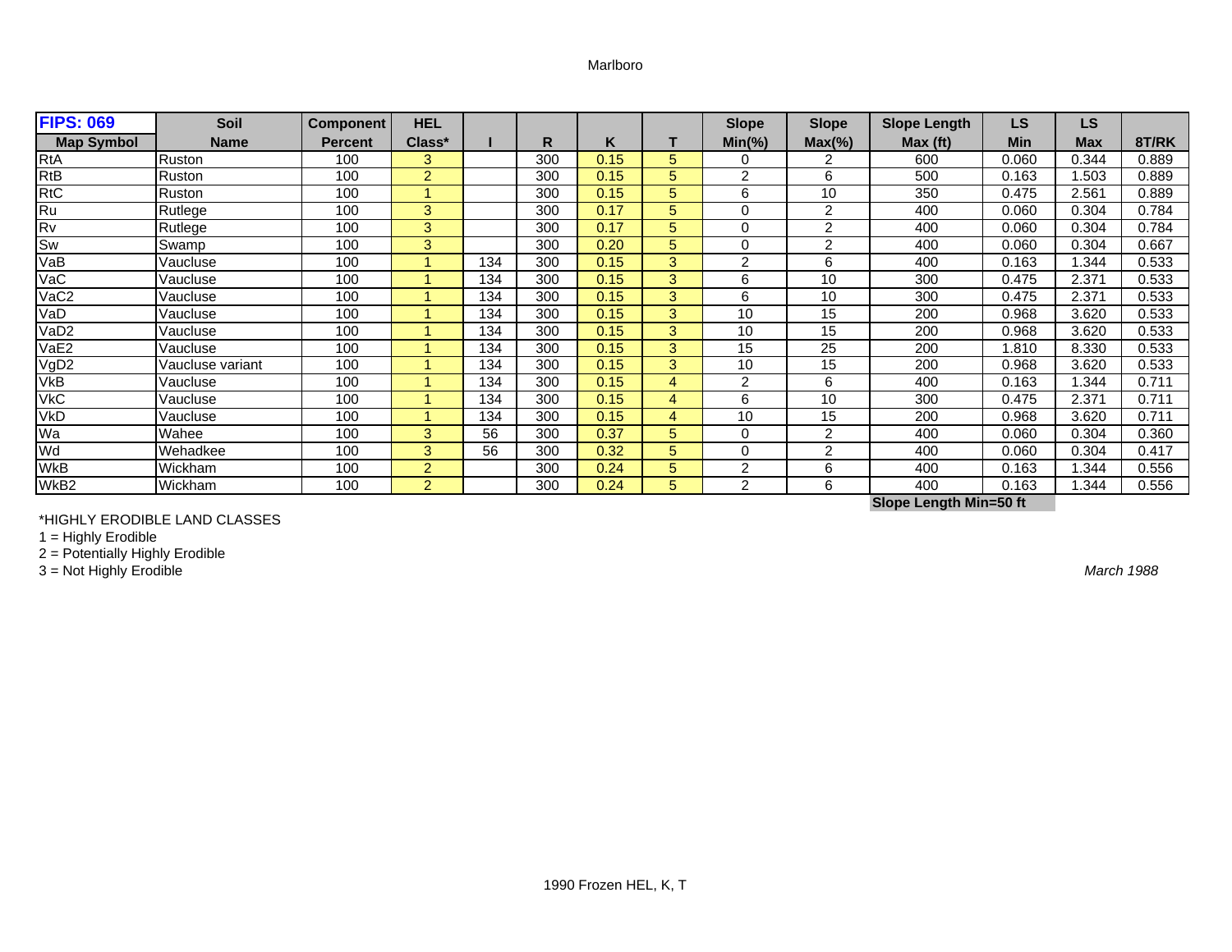Marlboro

| FIPS: 069<br>Map Symbol | Soil<br>Name | Component<br>Percent | HEL<br>Class* | I | R | K | T | Slope<br>Min(%) | Slope<br>Max(%) | Slope Length<br>Max (ft) | LS<br>Min | LS<br>Max | 8T/RK |
|---|---|---|---|---|---|---|---|---|---|---|---|---|---|
| RtA | Ruston | 100 | 3 | | 300 | 0.15 | 5 | 0 | 2 | 600 | 0.060 | 0.344 | 0.889 |
| RtB | Ruston | 100 | 2 | | 300 | 0.15 | 5 | 2 | 6 | 500 | 0.163 | 1.503 | 0.889 |
| RtC | Ruston | 100 | 1 | | 300 | 0.15 | 5 | 6 | 10 | 350 | 0.475 | 2.561 | 0.889 |
| Ru | Rutlege | 100 | 3 | | 300 | 0.17 | 5 | 0 | 2 | 400 | 0.060 | 0.304 | 0.784 |
| Rv | Rutlege | 100 | 3 | | 300 | 0.17 | 5 | 0 | 2 | 400 | 0.060 | 0.304 | 0.784 |
| Sw | Swamp | 100 | 3 | | 300 | 0.20 | 5 | 0 | 2 | 400 | 0.060 | 0.304 | 0.667 |
| VaB | Vaucluse | 100 | 1 | 134 | 300 | 0.15 | 3 | 2 | 6 | 400 | 0.163 | 1.344 | 0.533 |
| VaC | Vaucluse | 100 | 1 | 134 | 300 | 0.15 | 3 | 6 | 10 | 300 | 0.475 | 2.371 | 0.533 |
| VaC2 | Vaucluse | 100 | 1 | 134 | 300 | 0.15 | 3 | 6 | 10 | 300 | 0.475 | 2.371 | 0.533 |
| VaD | Vaucluse | 100 | 1 | 134 | 300 | 0.15 | 3 | 10 | 15 | 200 | 0.968 | 3.620 | 0.533 |
| VaD2 | Vaucluse | 100 | 1 | 134 | 300 | 0.15 | 3 | 10 | 15 | 200 | 0.968 | 3.620 | 0.533 |
| VaE2 | Vaucluse | 100 | 1 | 134 | 300 | 0.15 | 3 | 15 | 25 | 200 | 1.810 | 8.330 | 0.533 |
| VgD2 | Vaucluse variant | 100 | 1 | 134 | 300 | 0.15 | 3 | 10 | 15 | 200 | 0.968 | 3.620 | 0.533 |
| VkB | Vaucluse | 100 | 1 | 134 | 300 | 0.15 | 4 | 2 | 6 | 400 | 0.163 | 1.344 | 0.711 |
| VkC | Vaucluse | 100 | 1 | 134 | 300 | 0.15 | 4 | 6 | 10 | 300 | 0.475 | 2.371 | 0.711 |
| VkD | Vaucluse | 100 | 1 | 134 | 300 | 0.15 | 4 | 10 | 15 | 200 | 0.968 | 3.620 | 0.711 |
| Wa | Wahee | 100 | 3 | 56 | 300 | 0.37 | 5 | 0 | 2 | 400 | 0.060 | 0.304 | 0.360 |
| Wd | Wehadkee | 100 | 3 | 56 | 300 | 0.32 | 5 | 0 | 2 | 400 | 0.060 | 0.304 | 0.417 |
| WkB | Wickham | 100 | 2 | | 300 | 0.24 | 5 | 2 | 6 | 400 | 0.163 | 1.344 | 0.556 |
| WkB2 | Wickham | 100 | 2 | | 300 | 0.24 | 5 | 2 | 6 | 400 | 0.163 | 1.344 | 0.556 |

**Slope Length Min=50 ft**

*HIGHLY ERODIBLE LAND CLASSES
1 = Highly Erodible
2 = Potentially Highly Erodible
3 = Not Highly Erodible

*March 1988*

1990 Frozen HEL, K, T